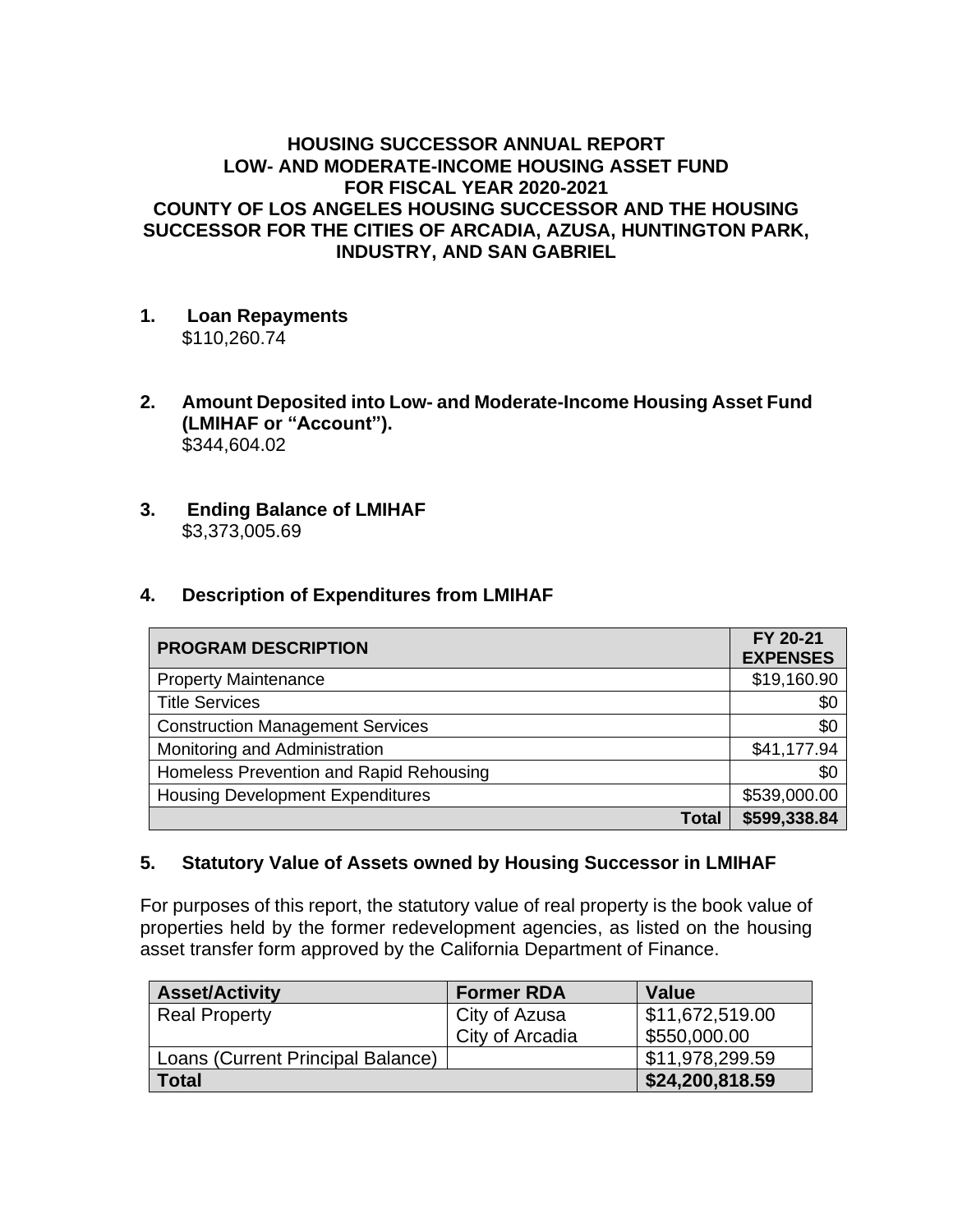# HOUSING SUCCESSOR ANNUAL REPORT
# LOW- AND MODERATE-INCOME HOUSING ASSET FUND
# FOR FISCAL YEAR 2020-2021
# COUNTY OF LOS ANGELES HOUSING SUCCESSOR AND THE HOUSING SUCCESSOR FOR THE CITIES OF ARCADIA, AZUSA, HUNTINGTON PARK, INDUSTRY, AND SAN GABRIEL

## 1. Loan Repayments

$110,260.74

## 2. Amount Deposited into Low- and Moderate-Income Housing Asset Fund (LMIHAF or "Account").

$344,604.02

## 3. Ending Balance of LMIHAF

$3,373,005.69

## 4. Description of Expenditures from LMIHAF

| PROGRAM DESCRIPTION | FY 20-21 EXPENSES |
|---|---|
| Property Maintenance | $19,160.90 |
| Title Services | $0 |
| Construction Management Services | $0 |
| Monitoring and Administration | $41,177.94 |
| Homeless Prevention and Rapid Rehousing | $0 |
| Housing Development Expenditures | $539,000.00 |
| **Total** | **$599,338.84** |

## 5. Statutory Value of Assets owned by Housing Successor in LMIHAF

For purposes of this report, the statutory value of real property is the book value of properties held by the former redevelopment agencies, as listed on the housing asset transfer form approved by the California Department of Finance.

| Asset/Activity | Former RDA | Value |
|---|---|---|
| Real Property | City of Azusa | $11,672,519.00 |
| | City of Arcadia | $550,000.00 |
| Loans (Current Principal Balance) | | $11,978,299.59 |
| **Total** | | **$24,200,818.59** |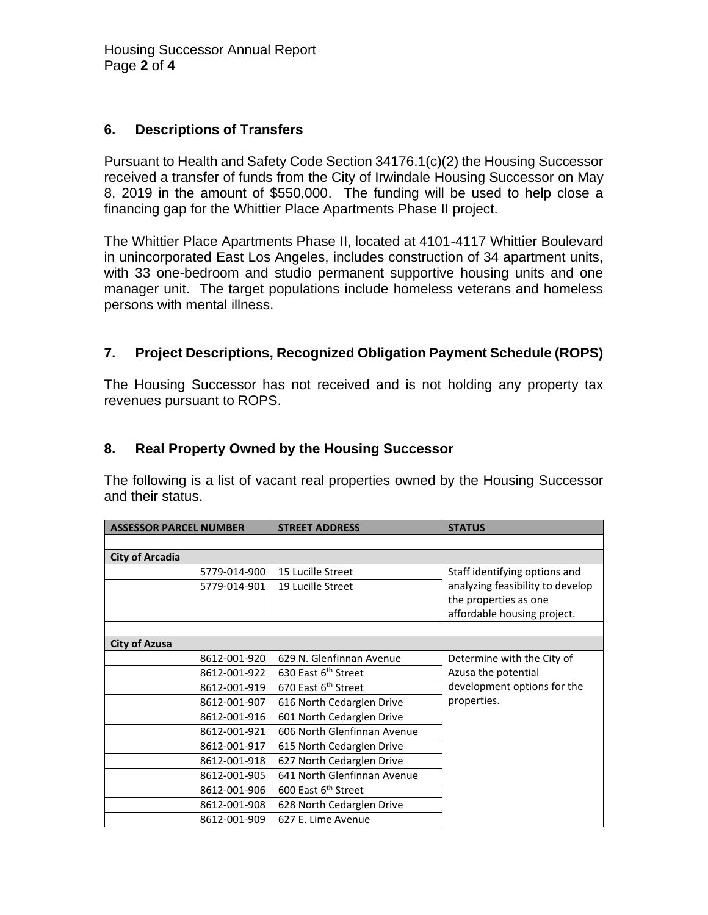## 6. Descriptions of Transfers

Pursuant to Health and Safety Code Section 34176.1(c)(2) the Housing Successor received a transfer of funds from the City of Irwindale Housing Successor on May 8, 2019 in the amount of $550,000. The funding will be used to help close a financing gap for the Whittier Place Apartments Phase II project.

The Whittier Place Apartments Phase II, located at 4101-4117 Whittier Boulevard in unincorporated East Los Angeles, includes construction of 34 apartment units, with 33 one-bedroom and studio permanent supportive housing units and one manager unit. The target populations include homeless veterans and homeless persons with mental illness.

## 7. Project Descriptions, Recognized Obligation Payment Schedule (ROPS)

The Housing Successor has not received and is not holding any property tax revenues pursuant to ROPS.

## 8. Real Property Owned by the Housing Successor

The following is a list of vacant real properties owned by the Housing Successor and their status.

| ASSESSOR PARCEL NUMBER | STREET ADDRESS | STATUS |
|---|---|---|
| | | |
| **City of Arcadia** | | |
| 5779-014-900 | 15 Lucille Street | Staff identifying options and analyzing feasibility to develop the properties as one affordable housing project. |
| 5779-014-901 | 19 Lucille Street | |
| | | |
| **City of Azusa** | | |
| 8612-001-920 | 629 N. Glenfinnan Avenue | Determine with the City of Azusa the potential development options for the properties. |
| 8612-001-922 | 630 East 6th Street | |
| 8612-001-919 | 670 East 6th Street | |
| 8612-001-907 | 616 North Cedarglen Drive | |
| 8612-001-916 | 601 North Cedarglen Drive | |
| 8612-001-921 | 606 North Glenfinnan Avenue | |
| 8612-001-917 | 615 North Cedarglen Drive | |
| 8612-001-918 | 627 North Cedarglen Drive | |
| 8612-001-905 | 641 North Glenfinnan Avenue | |
| 8612-001-906 | 600 East 6th Street | |
| 8612-001-908 | 628 North Cedarglen Drive | |
| 8612-001-909 | 627 E. Lime Avenue | |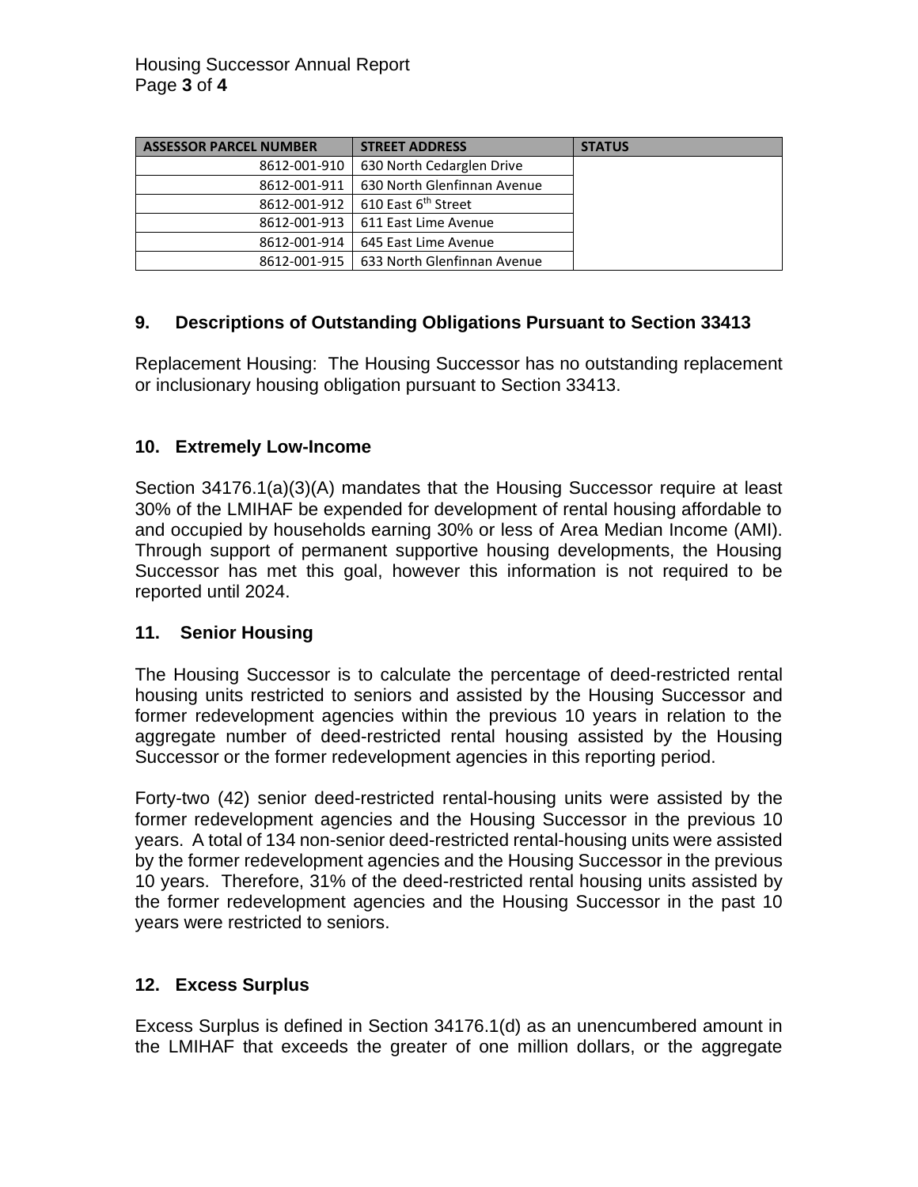| ASSESSOR PARCEL NUMBER | STREET ADDRESS | STATUS |
|---|---|---|
| 8612-001-910 | 630 North Cedarglen Drive | |
| 8612-001-911 | 630 North Glenfinnan Avenue | |
| 8612-001-912 | 610 East 6th Street | |
| 8612-001-913 | 611 East Lime Avenue | |
| 8612-001-914 | 645 East Lime Avenue | |
| 8612-001-915 | 633 North Glenfinnan Avenue | |

## 9. Descriptions of Outstanding Obligations Pursuant to Section 33413

Replacement Housing: The Housing Successor has no outstanding replacement or inclusionary housing obligation pursuant to Section 33413.

## 10. Extremely Low-Income

Section 34176.1(a)(3)(A) mandates that the Housing Successor require at least 30% of the LMIHAF be expended for development of rental housing affordable to and occupied by households earning 30% or less of Area Median Income (AMI). Through support of permanent supportive housing developments, the Housing Successor has met this goal, however this information is not required to be reported until 2024.

## 11. Senior Housing

The Housing Successor is to calculate the percentage of deed-restricted rental housing units restricted to seniors and assisted by the Housing Successor and former redevelopment agencies within the previous 10 years in relation to the aggregate number of deed-restricted rental housing assisted by the Housing Successor or the former redevelopment agencies in this reporting period.

Forty-two (42) senior deed-restricted rental-housing units were assisted by the former redevelopment agencies and the Housing Successor in the previous 10 years. A total of 134 non-senior deed-restricted rental-housing units were assisted by the former redevelopment agencies and the Housing Successor in the previous 10 years. Therefore, 31% of the deed-restricted rental housing units assisted by the former redevelopment agencies and the Housing Successor in the past 10 years were restricted to seniors.

## 12. Excess Surplus

Excess Surplus is defined in Section 34176.1(d) as an unencumbered amount in the LMIHAF that exceeds the greater of one million dollars, or the aggregate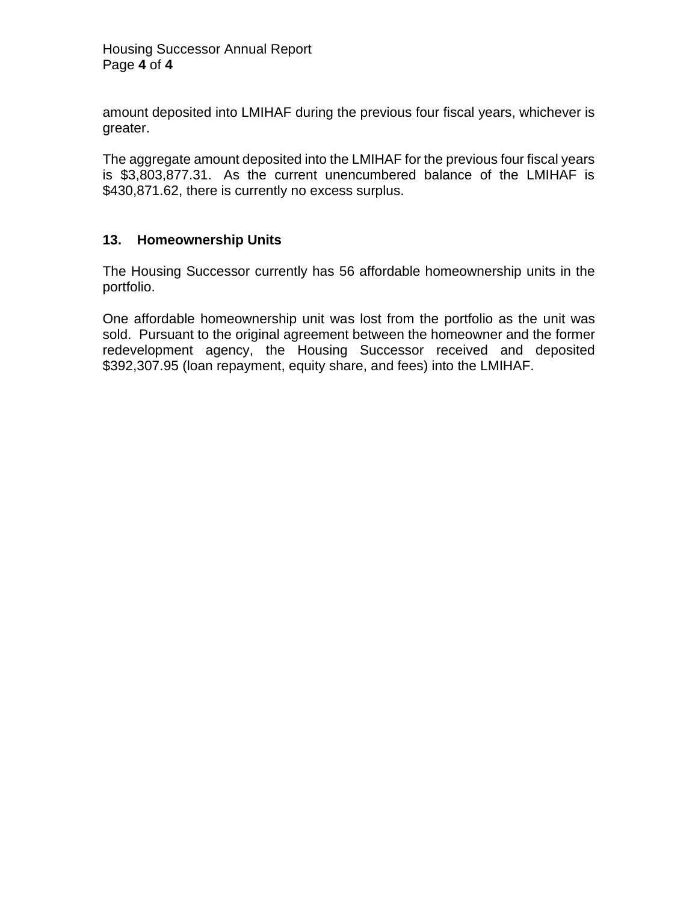amount deposited into LMIHAF during the previous four fiscal years, whichever is greater.

The aggregate amount deposited into the LMIHAF for the previous four fiscal years is $3,803,877.31. As the current unencumbered balance of the LMIHAF is $430,871.62, there is currently no excess surplus.

## 13. Homeownership Units

The Housing Successor currently has 56 affordable homeownership units in the portfolio.

One affordable homeownership unit was lost from the portfolio as the unit was sold. Pursuant to the original agreement between the homeowner and the former redevelopment agency, the Housing Successor received and deposited $392,307.95 (loan repayment, equity share, and fees) into the LMIHAF.